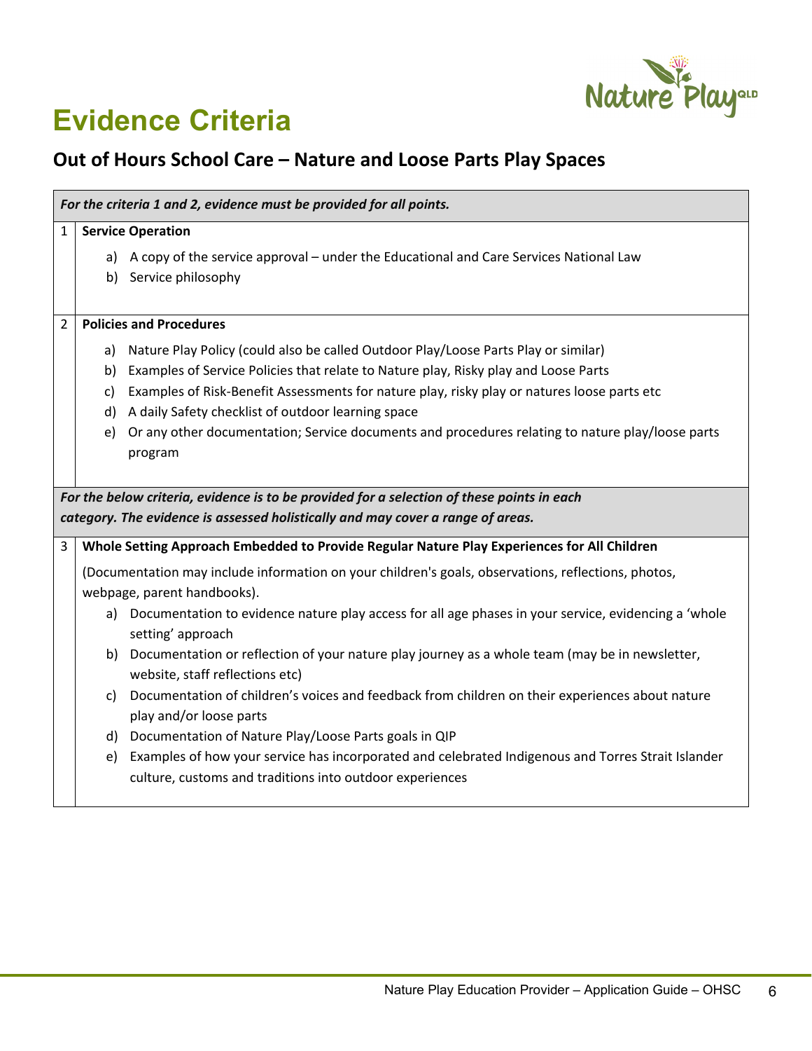# Evidence Criteria

## Out of Hours School Care – Nature and Loose Parts Play Spaces

| | *For the criteria 1 and 2, evidence must be provided for all points.* |
|---|---|
| 1 | **Service Operation**<br>a) A copy of the service approval – under the Educational and Care Services National Law<br>b) Service philosophy |
| 2 | **Policies and Procedures**<br>a) Nature Play Policy (could also be called Outdoor Play/Loose Parts Play or similar)<br>b) Examples of Service Policies that relate to Nature play, Risky play and Loose Parts<br>c) Examples of Risk-Benefit Assessments for nature play, risky play or natures loose parts etc<br>d) A daily Safety checklist of outdoor learning space<br>e) Or any other documentation; Service documents and procedures relating to nature play/loose parts program |
| | *For the below criteria, evidence is to be provided for a selection of these points in each category. The evidence is assessed holistically and may cover a range of areas.* |
| 3 | **Whole Setting Approach Embedded to Provide Regular Nature Play Experiences for All Children**<br>(Documentation may include information on your children's goals, observations, reflections, photos, webpage, parent handbooks).<br>a) Documentation to evidence nature play access for all age phases in your service, evidencing a 'whole setting' approach<br>b) Documentation or reflection of your nature play journey as a whole team (may be in newsletter, website, staff reflections etc)<br>c) Documentation of children's voices and feedback from children on their experiences about nature play and/or loose parts<br>d) Documentation of Nature Play/Loose Parts goals in QIP<br>e) Examples of how your service has incorporated and celebrated Indigenous and Torres Strait Islander culture, customs and traditions into outdoor experiences |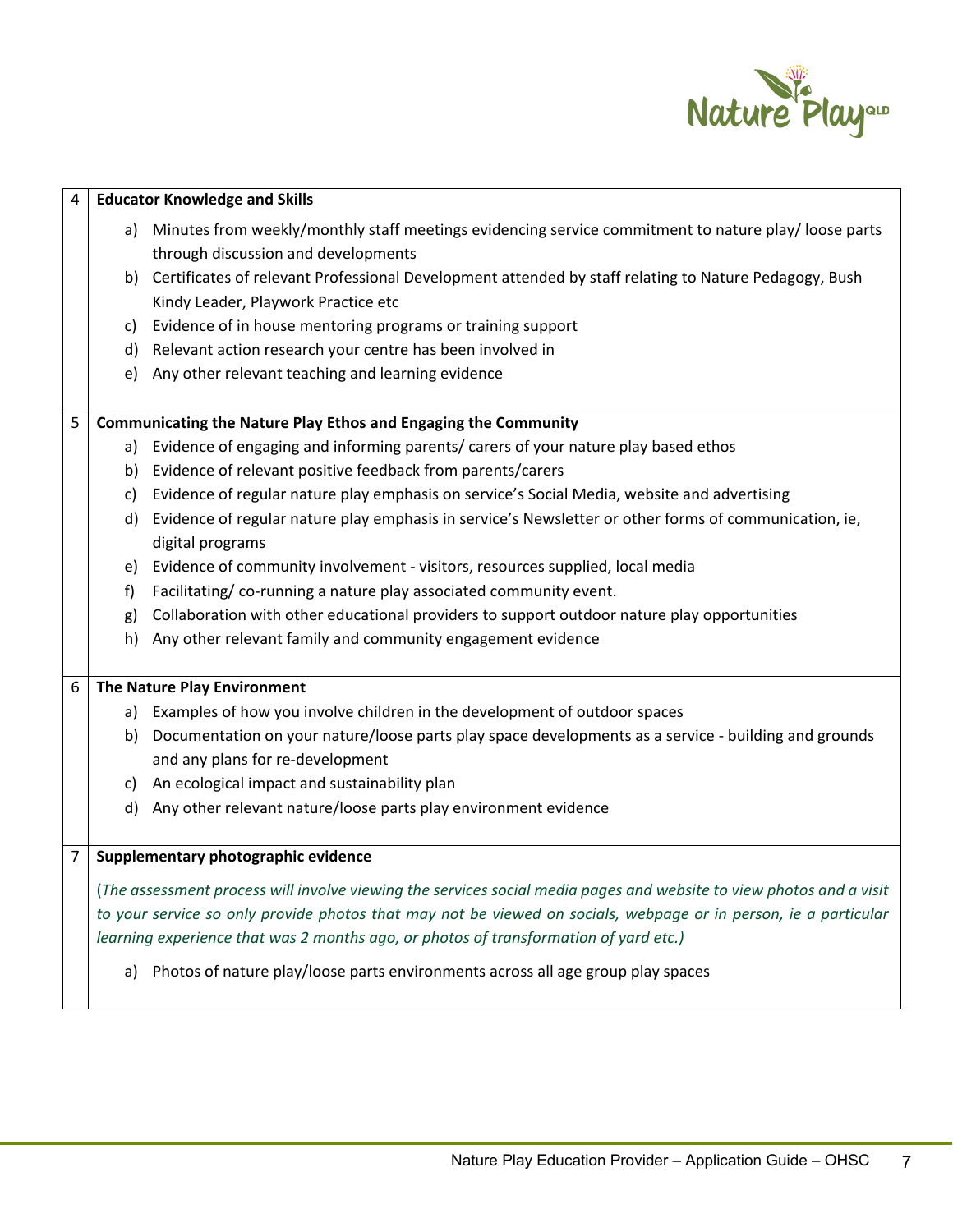| | |
|---|---|
| 4 | **Educator Knowledge and Skills**<br>a) Minutes from weekly/monthly staff meetings evidencing service commitment to nature play/ loose parts through discussion and developments<br>b) Certificates of relevant Professional Development attended by staff relating to Nature Pedagogy, Bush Kindy Leader, Playwork Practice etc<br>c) Evidence of in house mentoring programs or training support<br>d) Relevant action research your centre has been involved in<br>e) Any other relevant teaching and learning evidence |
| 5 | **Communicating the Nature Play Ethos and Engaging the Community**<br>a) Evidence of engaging and informing parents/ carers of your nature play based ethos<br>b) Evidence of relevant positive feedback from parents/carers<br>c) Evidence of regular nature play emphasis on service's Social Media, website and advertising<br>d) Evidence of regular nature play emphasis in service's Newsletter or other forms of communication, ie, digital programs<br>e) Evidence of community involvement - visitors, resources supplied, local media<br>f) Facilitating/ co-running a nature play associated community event.<br>g) Collaboration with other educational providers to support outdoor nature play opportunities<br>h) Any other relevant family and community engagement evidence |
| 6 | **The Nature Play Environment**<br>a) Examples of how you involve children in the development of outdoor spaces<br>b) Documentation on your nature/loose parts play space developments as a service - building and grounds and any plans for re-development<br>c) An ecological impact and sustainability plan<br>d) Any other relevant nature/loose parts play environment evidence |
| 7 | **Supplementary photographic evidence**<br>(*The assessment process will involve viewing the services social media pages and website to view photos and a visit to your service so only provide photos that may not be viewed on socials, webpage or in person, ie a particular learning experience that was 2 months ago, or photos of transformation of yard etc.)*<br>a) Photos of nature play/loose parts environments across all age group play spaces |